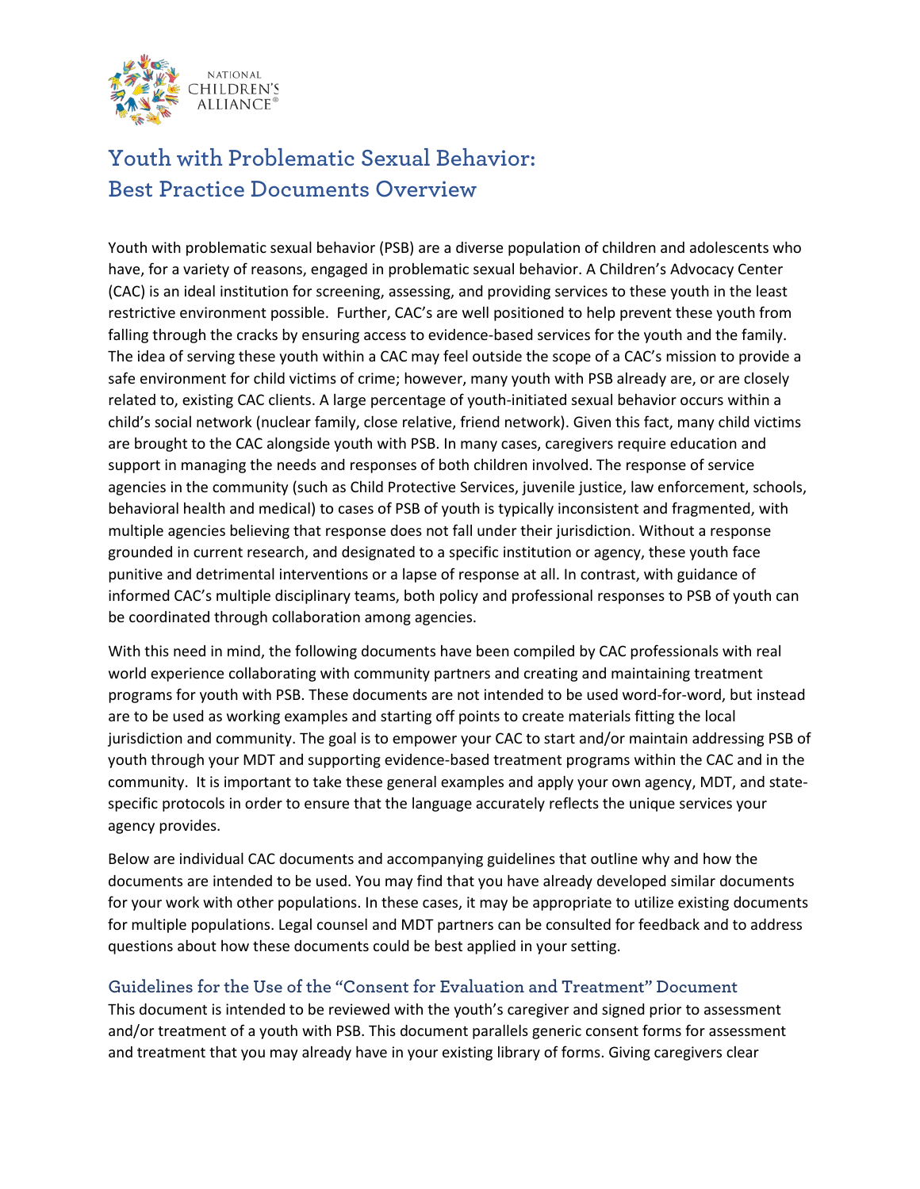# Youth with Problematic Sexual Behavior: Best Practice Documents Overview

Youth with problematic sexual behavior (PSB) are a diverse population of children and adolescents who have, for a variety of reasons, engaged in problematic sexual behavior. A Children's Advocacy Center (CAC) is an ideal institution for screening, assessing, and providing services to these youth in the least restrictive environment possible. Further, CAC's are well positioned to help prevent these youth from falling through the cracks by ensuring access to evidence-based services for the youth and the family. The idea of serving these youth within a CAC may feel outside the scope of a CAC's mission to provide a safe environment for child victims of crime; however, many youth with PSB already are, or are closely related to, existing CAC clients. A large percentage of youth-initiated sexual behavior occurs within a child's social network (nuclear family, close relative, friend network). Given this fact, many child victims are brought to the CAC alongside youth with PSB. In many cases, caregivers require education and support in managing the needs and responses of both children involved. The response of service agencies in the community (such as Child Protective Services, juvenile justice, law enforcement, schools, behavioral health and medical) to cases of PSB of youth is typically inconsistent and fragmented, with multiple agencies believing that response does not fall under their jurisdiction. Without a response grounded in current research, and designated to a specific institution or agency, these youth face punitive and detrimental interventions or a lapse of response at all. In contrast, with guidance of informed CAC's multiple disciplinary teams, both policy and professional responses to PSB of youth can be coordinated through collaboration among agencies.

With this need in mind, the following documents have been compiled by CAC professionals with real world experience collaborating with community partners and creating and maintaining treatment programs for youth with PSB. These documents are not intended to be used word-for-word, but instead are to be used as working examples and starting off points to create materials fitting the local jurisdiction and community. The goal is to empower your CAC to start and/or maintain addressing PSB of youth through your MDT and supporting evidence-based treatment programs within the CAC and in the community. It is important to take these general examples and apply your own agency, MDT, and state-specific protocols in order to ensure that the language accurately reflects the unique services your agency provides.

Below are individual CAC documents and accompanying guidelines that outline why and how the documents are intended to be used. You may find that you have already developed similar documents for your work with other populations. In these cases, it may be appropriate to utilize existing documents for multiple populations. Legal counsel and MDT partners can be consulted for feedback and to address questions about how these documents could be best applied in your setting.

## Guidelines for the Use of the "Consent for Evaluation and Treatment" Document

This document is intended to be reviewed with the youth's caregiver and signed prior to assessment and/or treatment of a youth with PSB. This document parallels generic consent forms for assessment and treatment that you may already have in your existing library of forms. Giving caregivers clear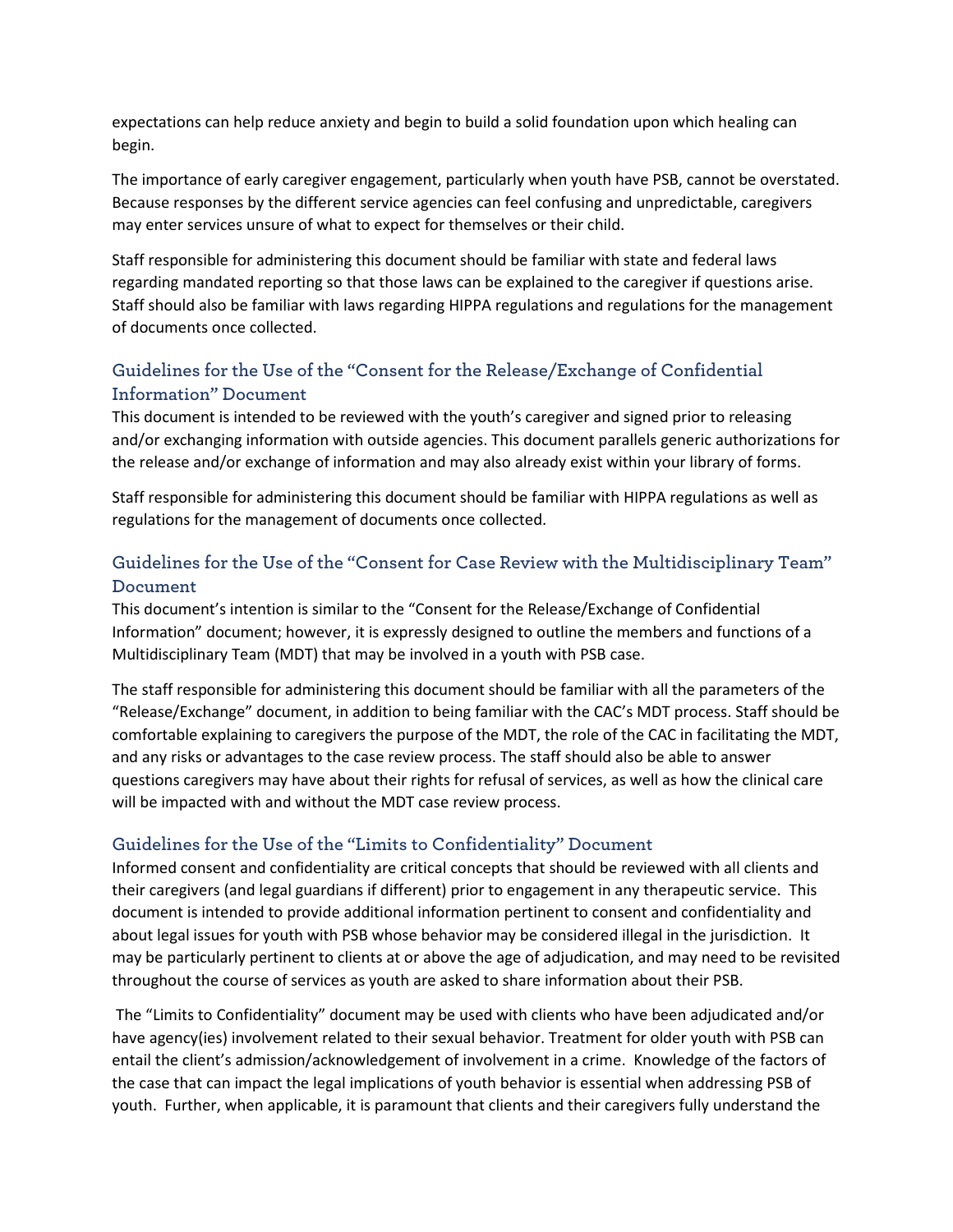expectations can help reduce anxiety and begin to build a solid foundation upon which healing can begin.

The importance of early caregiver engagement, particularly when youth have PSB, cannot be overstated. Because responses by the different service agencies can feel confusing and unpredictable, caregivers may enter services unsure of what to expect for themselves or their child.

Staff responsible for administering this document should be familiar with state and federal laws regarding mandated reporting so that those laws can be explained to the caregiver if questions arise. Staff should also be familiar with laws regarding HIPPA regulations and regulations for the management of documents once collected.

## Guidelines for the Use of the "Consent for the Release/Exchange of Confidential Information" Document

This document is intended to be reviewed with the youth's caregiver and signed prior to releasing and/or exchanging information with outside agencies. This document parallels generic authorizations for the release and/or exchange of information and may also already exist within your library of forms.

Staff responsible for administering this document should be familiar with HIPPA regulations as well as regulations for the management of documents once collected.

## Guidelines for the Use of the "Consent for Case Review with the Multidisciplinary Team" Document

This document's intention is similar to the "Consent for the Release/Exchange of Confidential Information" document; however, it is expressly designed to outline the members and functions of a Multidisciplinary Team (MDT) that may be involved in a youth with PSB case.

The staff responsible for administering this document should be familiar with all the parameters of the "Release/Exchange" document, in addition to being familiar with the CAC's MDT process. Staff should be comfortable explaining to caregivers the purpose of the MDT, the role of the CAC in facilitating the MDT, and any risks or advantages to the case review process. The staff should also be able to answer questions caregivers may have about their rights for refusal of services, as well as how the clinical care will be impacted with and without the MDT case review process.

## Guidelines for the Use of the "Limits to Confidentiality" Document

Informed consent and confidentiality are critical concepts that should be reviewed with all clients and their caregivers (and legal guardians if different) prior to engagement in any therapeutic service. This document is intended to provide additional information pertinent to consent and confidentiality and about legal issues for youth with PSB whose behavior may be considered illegal in the jurisdiction. It may be particularly pertinent to clients at or above the age of adjudication, and may need to be revisited throughout the course of services as youth are asked to share information about their PSB.

The "Limits to Confidentiality" document may be used with clients who have been adjudicated and/or have agency(ies) involvement related to their sexual behavior. Treatment for older youth with PSB can entail the client's admission/acknowledgement of involvement in a crime. Knowledge of the factors of the case that can impact the legal implications of youth behavior is essential when addressing PSB of youth. Further, when applicable, it is paramount that clients and their caregivers fully understand the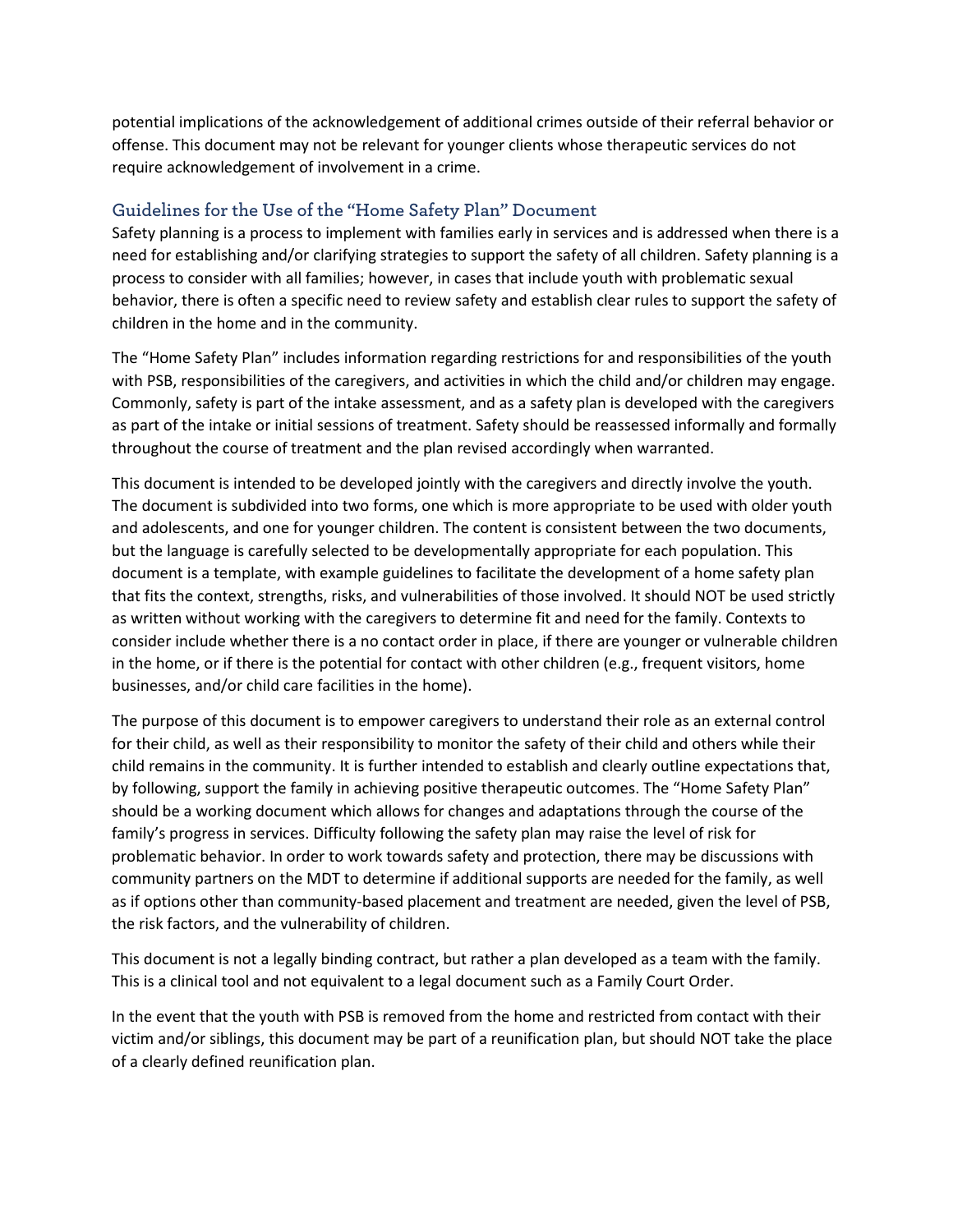potential implications of the acknowledgement of additional crimes outside of their referral behavior or offense. This document may not be relevant for younger clients whose therapeutic services do not require acknowledgement of involvement in a crime.

## Guidelines for the Use of the "Home Safety Plan" Document

Safety planning is a process to implement with families early in services and is addressed when there is a need for establishing and/or clarifying strategies to support the safety of all children. Safety planning is a process to consider with all families; however, in cases that include youth with problematic sexual behavior, there is often a specific need to review safety and establish clear rules to support the safety of children in the home and in the community.

The "Home Safety Plan" includes information regarding restrictions for and responsibilities of the youth with PSB, responsibilities of the caregivers, and activities in which the child and/or children may engage. Commonly, safety is part of the intake assessment, and as a safety plan is developed with the caregivers as part of the intake or initial sessions of treatment. Safety should be reassessed informally and formally throughout the course of treatment and the plan revised accordingly when warranted.

This document is intended to be developed jointly with the caregivers and directly involve the youth. The document is subdivided into two forms, one which is more appropriate to be used with older youth and adolescents, and one for younger children. The content is consistent between the two documents, but the language is carefully selected to be developmentally appropriate for each population. This document is a template, with example guidelines to facilitate the development of a home safety plan that fits the context, strengths, risks, and vulnerabilities of those involved. It should NOT be used strictly as written without working with the caregivers to determine fit and need for the family. Contexts to consider include whether there is a no contact order in place, if there are younger or vulnerable children in the home, or if there is the potential for contact with other children (e.g., frequent visitors, home businesses, and/or child care facilities in the home).

The purpose of this document is to empower caregivers to understand their role as an external control for their child, as well as their responsibility to monitor the safety of their child and others while their child remains in the community. It is further intended to establish and clearly outline expectations that, by following, support the family in achieving positive therapeutic outcomes. The "Home Safety Plan" should be a working document which allows for changes and adaptations through the course of the family's progress in services. Difficulty following the safety plan may raise the level of risk for problematic behavior. In order to work towards safety and protection, there may be discussions with community partners on the MDT to determine if additional supports are needed for the family, as well as if options other than community-based placement and treatment are needed, given the level of PSB, the risk factors, and the vulnerability of children.

This document is not a legally binding contract, but rather a plan developed as a team with the family. This is a clinical tool and not equivalent to a legal document such as a Family Court Order.

In the event that the youth with PSB is removed from the home and restricted from contact with their victim and/or siblings, this document may be part of a reunification plan, but should NOT take the place of a clearly defined reunification plan.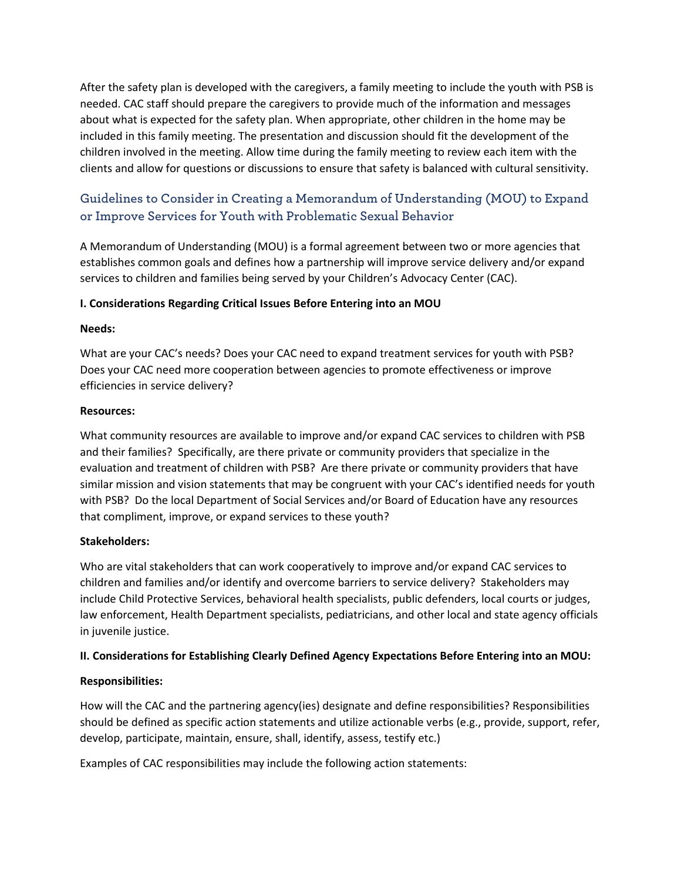After the safety plan is developed with the caregivers, a family meeting to include the youth with PSB is needed. CAC staff should prepare the caregivers to provide much of the information and messages about what is expected for the safety plan. When appropriate, other children in the home may be included in this family meeting. The presentation and discussion should fit the development of the children involved in the meeting. Allow time during the family meeting to review each item with the clients and allow for questions or discussions to ensure that safety is balanced with cultural sensitivity.

## Guidelines to Consider in Creating a Memorandum of Understanding (MOU) to Expand or Improve Services for Youth with Problematic Sexual Behavior

A Memorandum of Understanding (MOU) is a formal agreement between two or more agencies that establishes common goals and defines how a partnership will improve service delivery and/or expand services to children and families being served by your Children's Advocacy Center (CAC).

**I. Considerations Regarding Critical Issues Before Entering into an MOU**

**Needs:**

What are your CAC's needs? Does your CAC need to expand treatment services for youth with PSB? Does your CAC need more cooperation between agencies to promote effectiveness or improve efficiencies in service delivery?

**Resources:**

What community resources are available to improve and/or expand CAC services to children with PSB and their families? Specifically, are there private or community providers that specialize in the evaluation and treatment of children with PSB? Are there private or community providers that have similar mission and vision statements that may be congruent with your CAC's identified needs for youth with PSB? Do the local Department of Social Services and/or Board of Education have any resources that compliment, improve, or expand services to these youth?

**Stakeholders:**

Who are vital stakeholders that can work cooperatively to improve and/or expand CAC services to children and families and/or identify and overcome barriers to service delivery? Stakeholders may include Child Protective Services, behavioral health specialists, public defenders, local courts or judges, law enforcement, Health Department specialists, pediatricians, and other local and state agency officials in juvenile justice.

**II. Considerations for Establishing Clearly Defined Agency Expectations Before Entering into an MOU:**

**Responsibilities:**

How will the CAC and the partnering agency(ies) designate and define responsibilities? Responsibilities should be defined as specific action statements and utilize actionable verbs (e.g., provide, support, refer, develop, participate, maintain, ensure, shall, identify, assess, testify etc.)

Examples of CAC responsibilities may include the following action statements: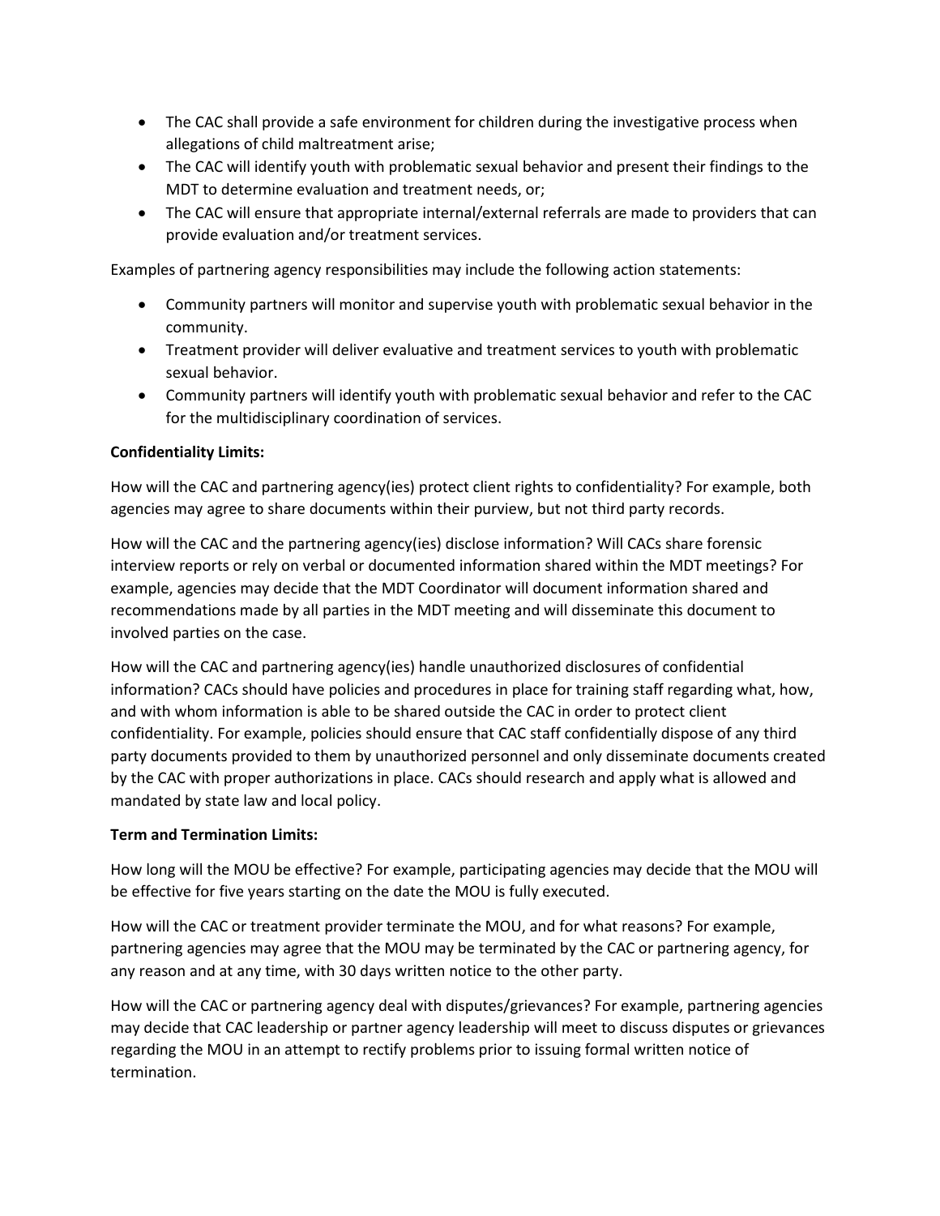- The CAC shall provide a safe environment for children during the investigative process when allegations of child maltreatment arise;
- The CAC will identify youth with problematic sexual behavior and present their findings to the MDT to determine evaluation and treatment needs, or;
- The CAC will ensure that appropriate internal/external referrals are made to providers that can provide evaluation and/or treatment services.

Examples of partnering agency responsibilities may include the following action statements:

- Community partners will monitor and supervise youth with problematic sexual behavior in the community.
- Treatment provider will deliver evaluative and treatment services to youth with problematic sexual behavior.
- Community partners will identify youth with problematic sexual behavior and refer to the CAC for the multidisciplinary coordination of services.

**Confidentiality Limits:**

How will the CAC and partnering agency(ies) protect client rights to confidentiality? For example, both agencies may agree to share documents within their purview, but not third party records.

How will the CAC and the partnering agency(ies) disclose information? Will CACs share forensic interview reports or rely on verbal or documented information shared within the MDT meetings? For example, agencies may decide that the MDT Coordinator will document information shared and recommendations made by all parties in the MDT meeting and will disseminate this document to involved parties on the case.

How will the CAC and partnering agency(ies) handle unauthorized disclosures of confidential information? CACs should have policies and procedures in place for training staff regarding what, how, and with whom information is able to be shared outside the CAC in order to protect client confidentiality. For example, policies should ensure that CAC staff confidentially dispose of any third party documents provided to them by unauthorized personnel and only disseminate documents created by the CAC with proper authorizations in place. CACs should research and apply what is allowed and mandated by state law and local policy.

**Term and Termination Limits:**

How long will the MOU be effective? For example, participating agencies may decide that the MOU will be effective for five years starting on the date the MOU is fully executed.

How will the CAC or treatment provider terminate the MOU, and for what reasons? For example, partnering agencies may agree that the MOU may be terminated by the CAC or partnering agency, for any reason and at any time, with 30 days written notice to the other party.

How will the CAC or partnering agency deal with disputes/grievances? For example, partnering agencies may decide that CAC leadership or partner agency leadership will meet to discuss disputes or grievances regarding the MOU in an attempt to rectify problems prior to issuing formal written notice of termination.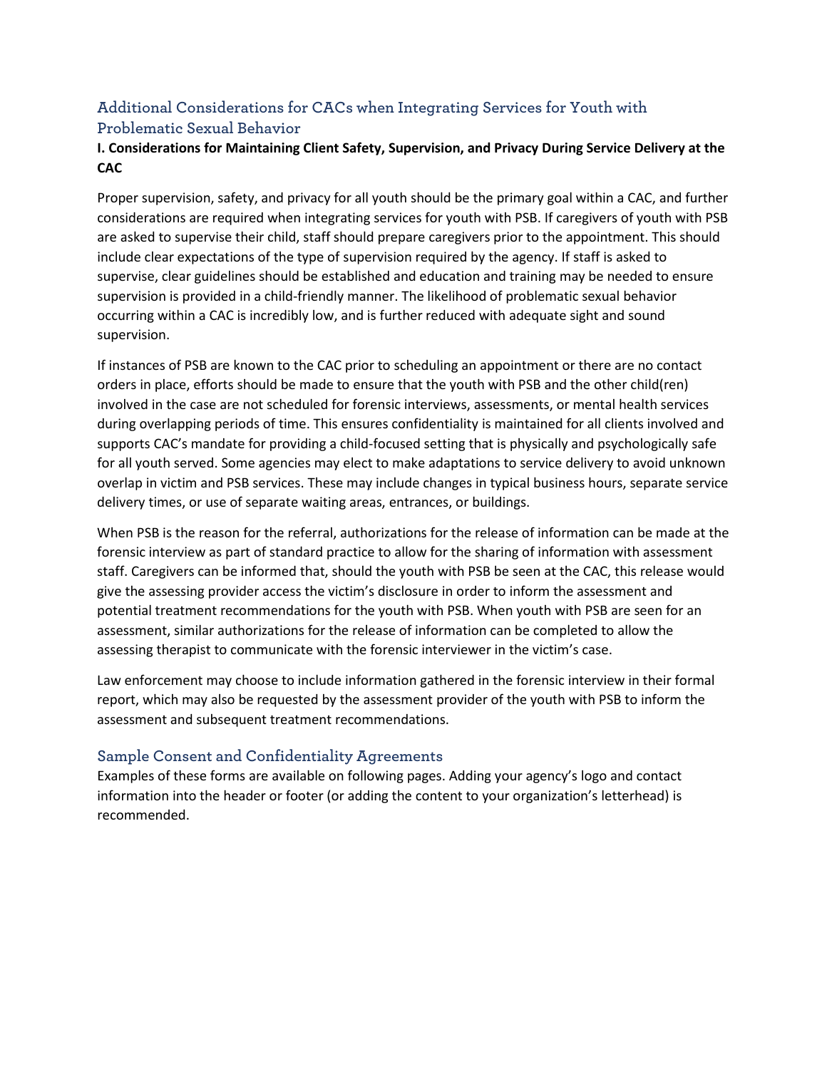## Additional Considerations for CACs when Integrating Services for Youth with Problematic Sexual Behavior

**I. Considerations for Maintaining Client Safety, Supervision, and Privacy During Service Delivery at the CAC**

Proper supervision, safety, and privacy for all youth should be the primary goal within a CAC, and further considerations are required when integrating services for youth with PSB. If caregivers of youth with PSB are asked to supervise their child, staff should prepare caregivers prior to the appointment. This should include clear expectations of the type of supervision required by the agency. If staff is asked to supervise, clear guidelines should be established and education and training may be needed to ensure supervision is provided in a child-friendly manner. The likelihood of problematic sexual behavior occurring within a CAC is incredibly low, and is further reduced with adequate sight and sound supervision.

If instances of PSB are known to the CAC prior to scheduling an appointment or there are no contact orders in place, efforts should be made to ensure that the youth with PSB and the other child(ren) involved in the case are not scheduled for forensic interviews, assessments, or mental health services during overlapping periods of time. This ensures confidentiality is maintained for all clients involved and supports CAC's mandate for providing a child-focused setting that is physically and psychologically safe for all youth served. Some agencies may elect to make adaptations to service delivery to avoid unknown overlap in victim and PSB services. These may include changes in typical business hours, separate service delivery times, or use of separate waiting areas, entrances, or buildings.

When PSB is the reason for the referral, authorizations for the release of information can be made at the forensic interview as part of standard practice to allow for the sharing of information with assessment staff. Caregivers can be informed that, should the youth with PSB be seen at the CAC, this release would give the assessing provider access the victim's disclosure in order to inform the assessment and potential treatment recommendations for the youth with PSB. When youth with PSB are seen for an assessment, similar authorizations for the release of information can be completed to allow the assessing therapist to communicate with the forensic interviewer in the victim's case.

Law enforcement may choose to include information gathered in the forensic interview in their formal report, which may also be requested by the assessment provider of the youth with PSB to inform the assessment and subsequent treatment recommendations.

### Sample Consent and Confidentiality Agreements

Examples of these forms are available on following pages. Adding your agency's logo and contact information into the header or footer (or adding the content to your organization's letterhead) is recommended.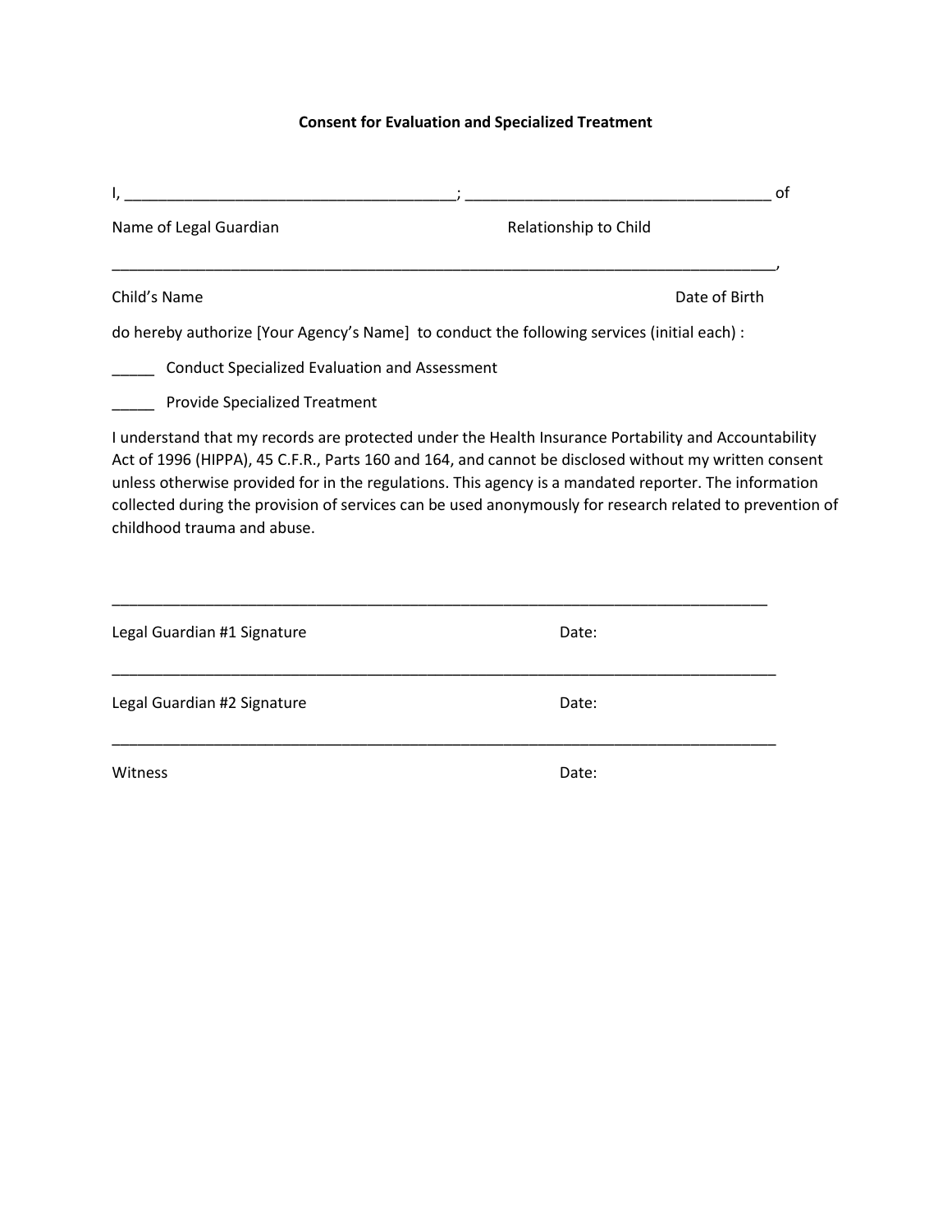**Consent for Evaluation and Specialized Treatment**

I, ______________________________________; ___________________________________ of

Name of Legal Guardian                                        Relationship to Child

_______________________________________________________________________________,

Child's Name                                                                                                        Date of Birth

do hereby authorize [Your Agency's Name] to conduct the following services (initial each) :

_____ Conduct Specialized Evaluation and Assessment

_____ Provide Specialized Treatment

I understand that my records are protected under the Health Insurance Portability and Accountability Act of 1996 (HIPPA), 45 C.F.R., Parts 160 and 164, and cannot be disclosed without my written consent unless otherwise provided for in the regulations. This agency is a mandated reporter. The information collected during the provision of services can be used anonymously for research related to prevention of childhood trauma and abuse.

______________________________________________________________________________

Legal Guardian #1 Signature                                        Date:

_______________________________________________________________________________

Legal Guardian #2 Signature                                        Date:

_______________________________________________________________________________

Witness                                                                        Date: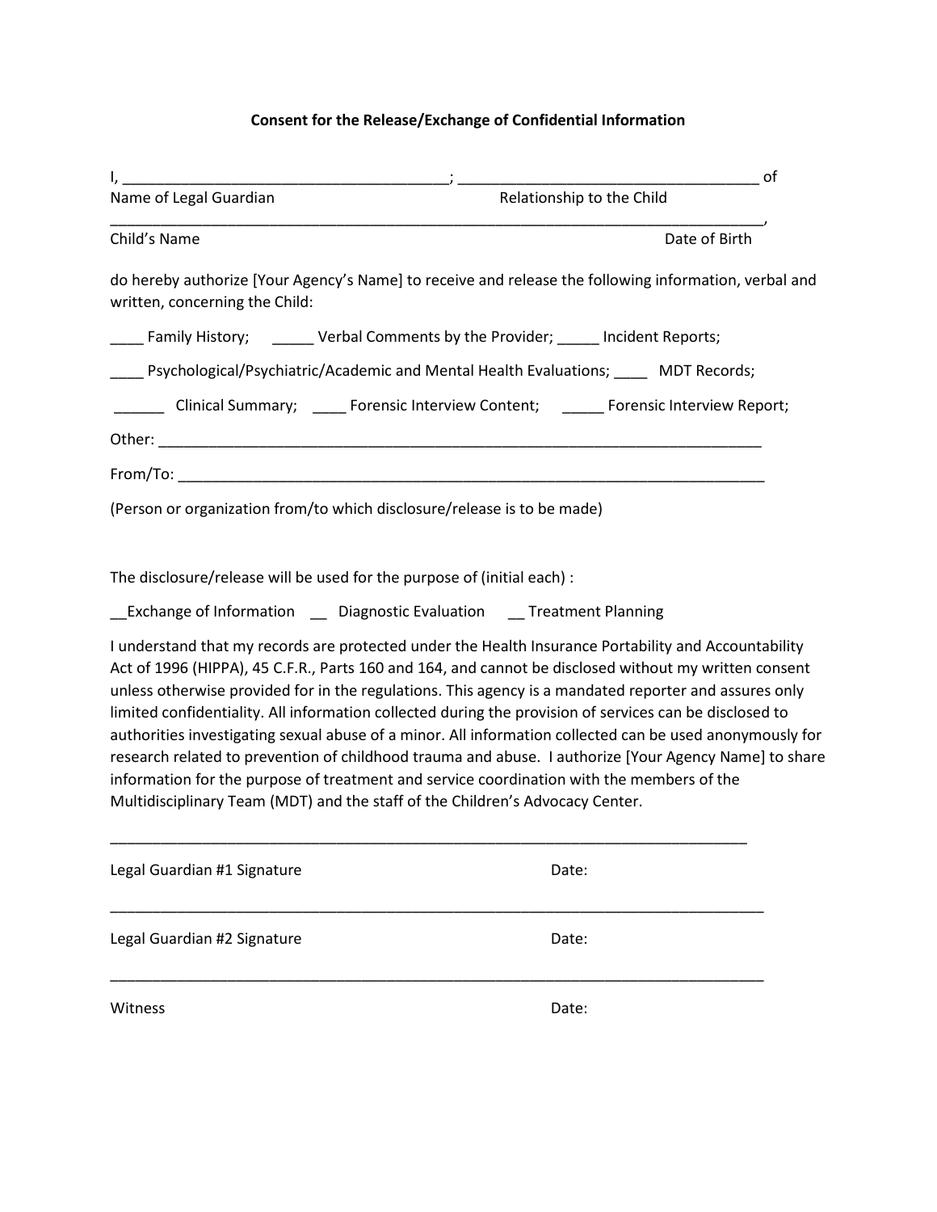**Consent for the Release/Exchange of Confidential Information**

I, _______________________________________; ___________________________________ of
Name of Legal Guardian                                        Relationship to the Child

_____________________________________________________________________________,
Child's Name                                                                                                    Date of Birth

do hereby authorize [Your Agency's Name] to receive and release the following information, verbal and written, concerning the Child:

____ Family History;  _____ Verbal Comments by the Provider; _____ Incident Reports;

____ Psychological/Psychiatric/Academic and Mental Health Evaluations; ____ MDT Records;

______ Clinical Summary; ____ Forensic Interview Content; _____ Forensic Interview Report;

Other: __________________________________________________________________________

From/To: ________________________________________________________________________

(Person or organization from/to which disclosure/release is to be made)

The disclosure/release will be used for the purpose of (initial each) :

__Exchange of Information  __ Diagnostic Evaluation  __ Treatment Planning

I understand that my records are protected under the Health Insurance Portability and Accountability Act of 1996 (HIPPA), 45 C.F.R., Parts 160 and 164, and cannot be disclosed without my written consent unless otherwise provided for in the regulations. This agency is a mandated reporter and assures only limited confidentiality. All information collected during the provision of services can be disclosed to authorities investigating sexual abuse of a minor. All information collected can be used anonymously for research related to prevention of childhood trauma and abuse. I authorize [Your Agency Name] to share information for the purpose of treatment and service coordination with the members of the Multidisciplinary Team (MDT) and the staff of the Children's Advocacy Center.

_____________________________________________________________________________

Legal Guardian #1 Signature                                        Date:

_____________________________________________________________________________

Legal Guardian #2 Signature                                        Date:

_____________________________________________________________________________

Witness                                                                      Date: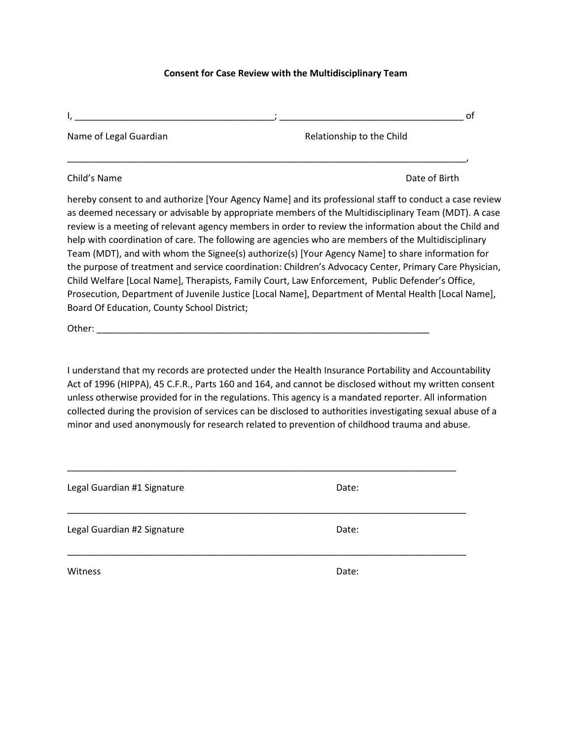**Consent for Case Review with the Multidisciplinary Team**

I, ______________________________________; ___________________________________ of

Name of Legal Guardian                                    Relationship to the Child

_________________________________________________________________________________,

Child's Name                                                                                    Date of Birth

hereby consent to and authorize [Your Agency Name] and its professional staff to conduct a case review as deemed necessary or advisable by appropriate members of the Multidisciplinary Team (MDT). A case review is a meeting of relevant agency members in order to review the information about the Child and help with coordination of care. The following are agencies who are members of the Multidisciplinary Team (MDT), and with whom the Signee(s) authorize(s) [Your Agency Name] to share information for the purpose of treatment and service coordination: Children's Advocacy Center, Primary Care Physician, Child Welfare [Local Name], Therapists, Family Court, Law Enforcement, Public Defender's Office, Prosecution, Department of Juvenile Justice [Local Name], Department of Mental Health [Local Name], Board Of Education, County School District;

Other: ____________________________________________________________________

I understand that my records are protected under the Health Insurance Portability and Accountability Act of 1996 (HIPPA), 45 C.F.R., Parts 160 and 164, and cannot be disclosed without my written consent unless otherwise provided for in the regulations. This agency is a mandated reporter. All information collected during the provision of services can be disclosed to authorities investigating sexual abuse of a minor and used anonymously for research related to prevention of childhood trauma and abuse.

_______________________________________________________________________________

Legal Guardian #1 Signature                                    Date:

_______________________________________________________________________________

Legal Guardian #2 Signature                                    Date:

_______________________________________________________________________________

Witness                                                                  Date: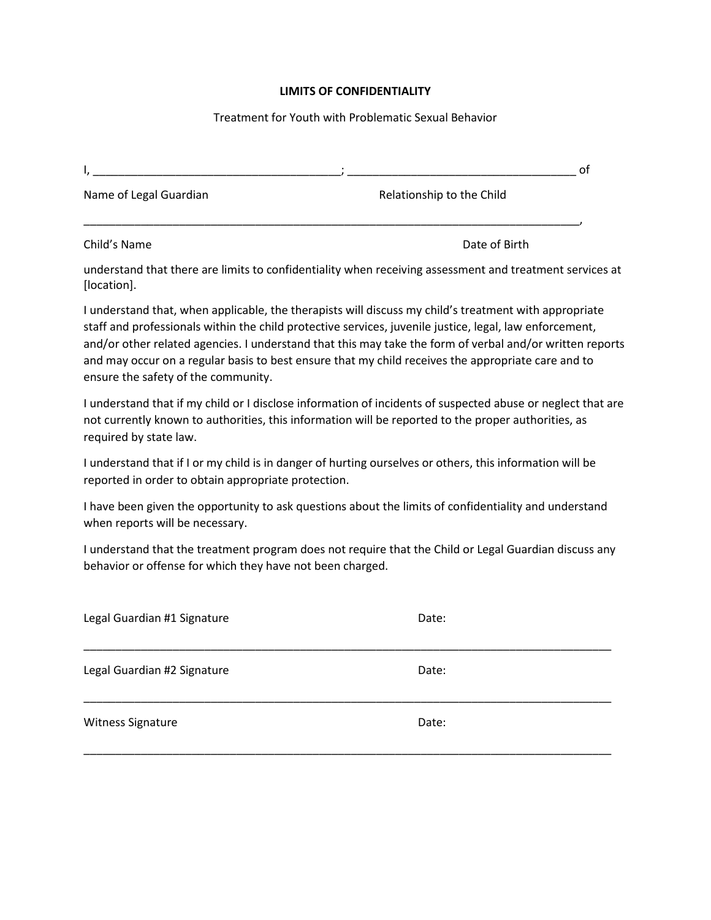**LIMITS OF CONFIDENTIALITY**

Treatment for Youth with Problematic Sexual Behavior

I, ______________________________________; ___________________________________ of

Name of Legal Guardian Relationship to the Child

_____________________________________________________________________________,

Child's Name Date of Birth

understand that there are limits to confidentiality when receiving assessment and treatment services at [location].

I understand that, when applicable, the therapists will discuss my child's treatment with appropriate staff and professionals within the child protective services, juvenile justice, legal, law enforcement, and/or other related agencies. I understand that this may take the form of verbal and/or written reports and may occur on a regular basis to best ensure that my child receives the appropriate care and to ensure the safety of the community.

I understand that if my child or I disclose information of incidents of suspected abuse or neglect that are not currently known to authorities, this information will be reported to the proper authorities, as required by state law.

I understand that if I or my child is in danger of hurting ourselves or others, this information will be reported in order to obtain appropriate protection.

I have been given the opportunity to ask questions about the limits of confidentiality and understand when reports will be necessary.

I understand that the treatment program does not require that the Child or Legal Guardian discuss any behavior or offense for which they have not been charged.

Legal Guardian #1 Signature Date:

_________________________________________________________________________________

Legal Guardian #2 Signature Date:

_________________________________________________________________________________

Witness Signature Date:

_________________________________________________________________________________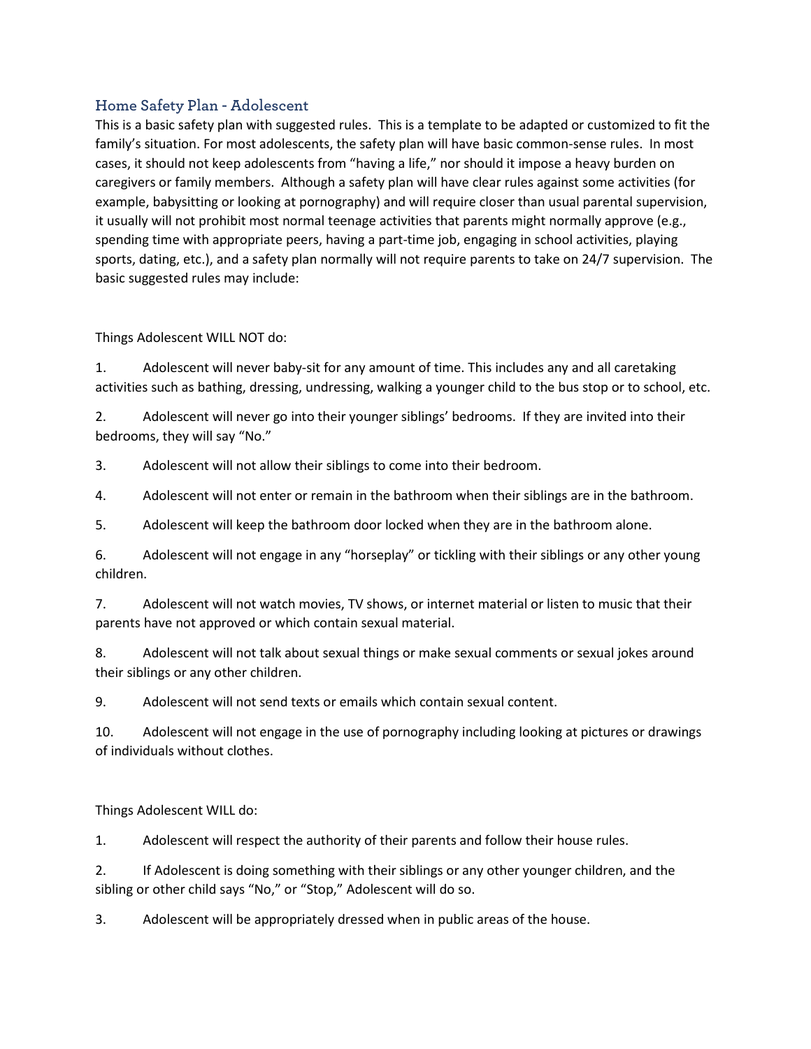## Home Safety Plan - Adolescent

This is a basic safety plan with suggested rules. This is a template to be adapted or customized to fit the family's situation. For most adolescents, the safety plan will have basic common-sense rules. In most cases, it should not keep adolescents from "having a life," nor should it impose a heavy burden on caregivers or family members. Although a safety plan will have clear rules against some activities (for example, babysitting or looking at pornography) and will require closer than usual parental supervision, it usually will not prohibit most normal teenage activities that parents might normally approve (e.g., spending time with appropriate peers, having a part-time job, engaging in school activities, playing sports, dating, etc.), and a safety plan normally will not require parents to take on 24/7 supervision. The basic suggested rules may include:

Things Adolescent WILL NOT do:

1. Adolescent will never baby-sit for any amount of time. This includes any and all caretaking activities such as bathing, dressing, undressing, walking a younger child to the bus stop or to school, etc.
2. Adolescent will never go into their younger siblings' bedrooms. If they are invited into their bedrooms, they will say "No."
3. Adolescent will not allow their siblings to come into their bedroom.
4. Adolescent will not enter or remain in the bathroom when their siblings are in the bathroom.
5. Adolescent will keep the bathroom door locked when they are in the bathroom alone.
6. Adolescent will not engage in any "horseplay" or tickling with their siblings or any other young children.
7. Adolescent will not watch movies, TV shows, or internet material or listen to music that their parents have not approved or which contain sexual material.
8. Adolescent will not talk about sexual things or make sexual comments or sexual jokes around their siblings or any other children.
9. Adolescent will not send texts or emails which contain sexual content.
10. Adolescent will not engage in the use of pornography including looking at pictures or drawings of individuals without clothes.

Things Adolescent WILL do:

1. Adolescent will respect the authority of their parents and follow their house rules.
2. If Adolescent is doing something with their siblings or any other younger children, and the sibling or other child says "No," or "Stop," Adolescent will do so.
3. Adolescent will be appropriately dressed when in public areas of the house.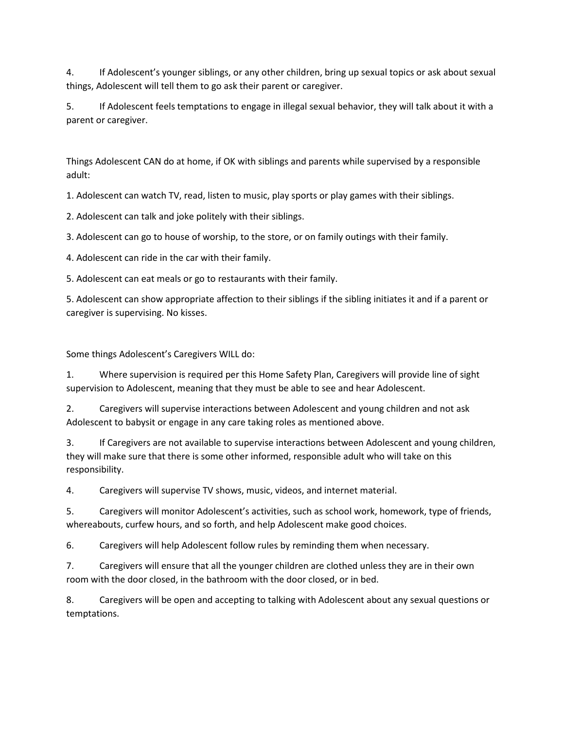4. If Adolescent's younger siblings, or any other children, bring up sexual topics or ask about sexual things, Adolescent will tell them to go ask their parent or caregiver.

5. If Adolescent feels temptations to engage in illegal sexual behavior, they will talk about it with a parent or caregiver.

Things Adolescent CAN do at home, if OK with siblings and parents while supervised by a responsible adult:

1. Adolescent can watch TV, read, listen to music, play sports or play games with their siblings.

2. Adolescent can talk and joke politely with their siblings.

3. Adolescent can go to house of worship, to the store, or on family outings with their family.

4. Adolescent can ride in the car with their family.

5. Adolescent can eat meals or go to restaurants with their family.

5. Adolescent can show appropriate affection to their siblings if the sibling initiates it and if a parent or caregiver is supervising. No kisses.

Some things Adolescent's Caregivers WILL do:

1. Where supervision is required per this Home Safety Plan, Caregivers will provide line of sight supervision to Adolescent, meaning that they must be able to see and hear Adolescent.

2. Caregivers will supervise interactions between Adolescent and young children and not ask Adolescent to babysit or engage in any care taking roles as mentioned above.

3. If Caregivers are not available to supervise interactions between Adolescent and young children, they will make sure that there is some other informed, responsible adult who will take on this responsibility.

4. Caregivers will supervise TV shows, music, videos, and internet material.

5. Caregivers will monitor Adolescent's activities, such as school work, homework, type of friends, whereabouts, curfew hours, and so forth, and help Adolescent make good choices.

6. Caregivers will help Adolescent follow rules by reminding them when necessary.

7. Caregivers will ensure that all the younger children are clothed unless they are in their own room with the door closed, in the bathroom with the door closed, or in bed.

8. Caregivers will be open and accepting to talking with Adolescent about any sexual questions or temptations.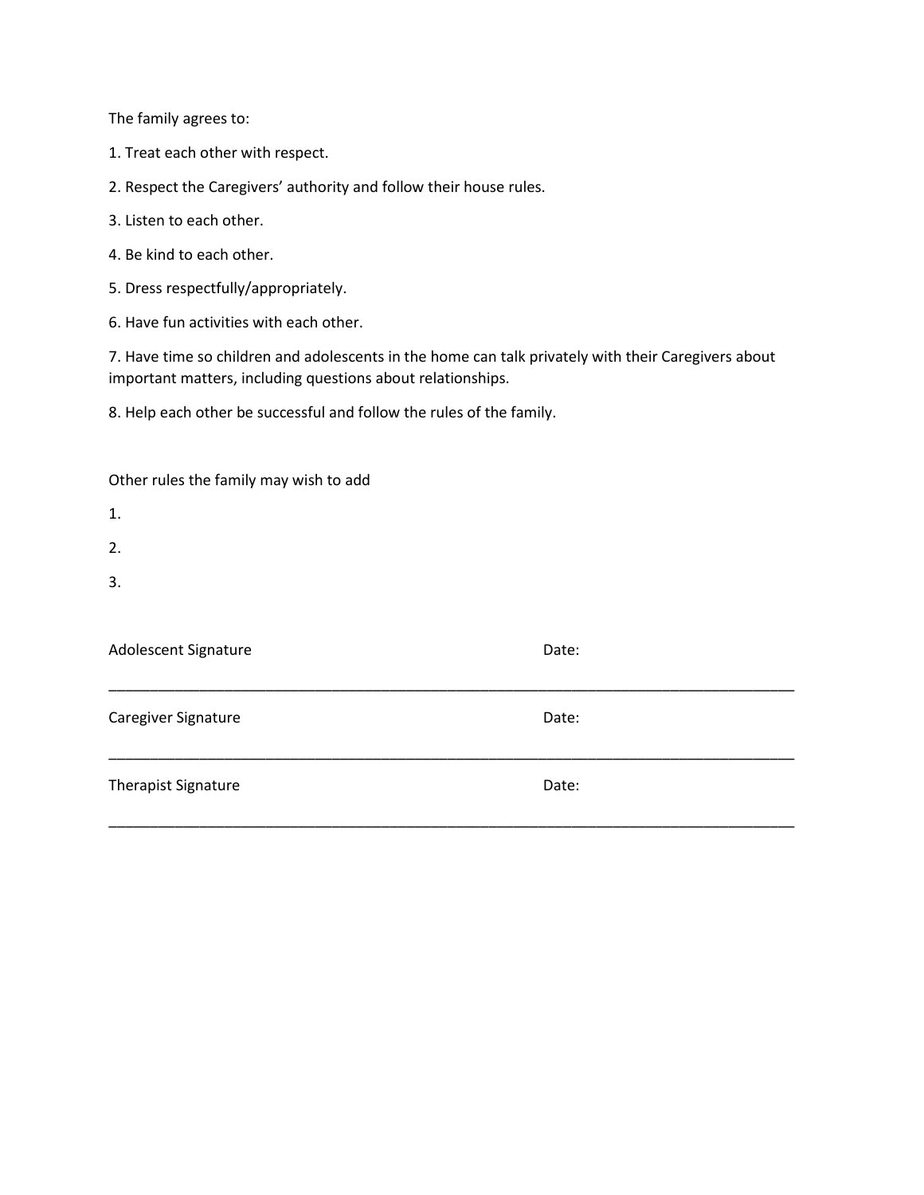The family agrees to:

1. Treat each other with respect.

2. Respect the Caregivers' authority and follow their house rules.

3. Listen to each other.

4. Be kind to each other.

5. Dress respectfully/appropriately.

6. Have fun activities with each other.

7. Have time so children and adolescents in the home can talk privately with their Caregivers about important matters, including questions about relationships.

8. Help each other be successful and follow the rules of the family.

Other rules the family may wish to add

1.

2.

3.

Adolescent Signature Date:

_______________________________________________________________________________

Caregiver Signature Date:

_______________________________________________________________________________

Therapist Signature Date:

_______________________________________________________________________________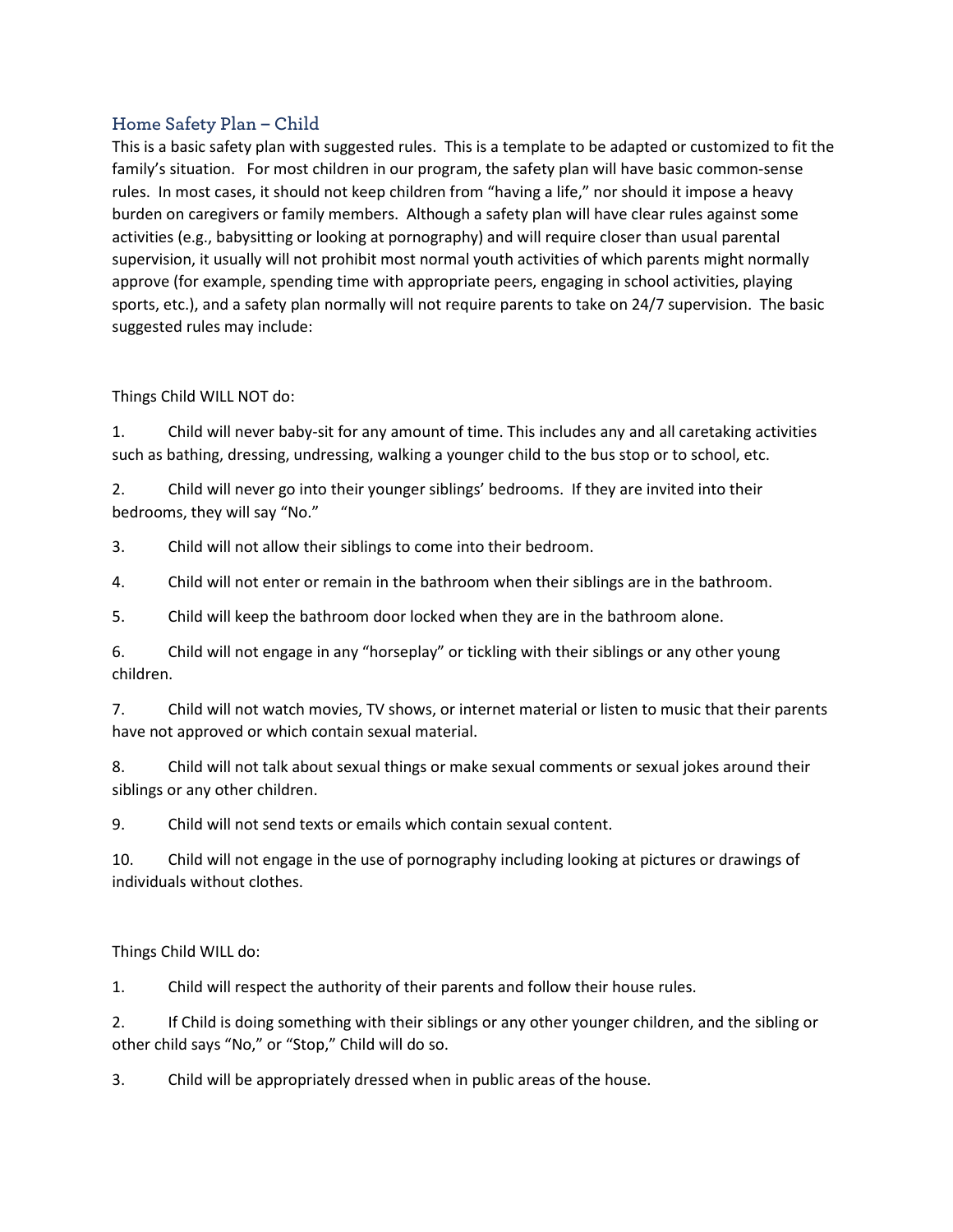## Home Safety Plan – Child

This is a basic safety plan with suggested rules. This is a template to be adapted or customized to fit the family's situation. For most children in our program, the safety plan will have basic common-sense rules. In most cases, it should not keep children from "having a life," nor should it impose a heavy burden on caregivers or family members. Although a safety plan will have clear rules against some activities (e.g., babysitting or looking at pornography) and will require closer than usual parental supervision, it usually will not prohibit most normal youth activities of which parents might normally approve (for example, spending time with appropriate peers, engaging in school activities, playing sports, etc.), and a safety plan normally will not require parents to take on 24/7 supervision. The basic suggested rules may include:

Things Child WILL NOT do:

1. Child will never baby-sit for any amount of time. This includes any and all caretaking activities such as bathing, dressing, undressing, walking a younger child to the bus stop or to school, etc.
2. Child will never go into their younger siblings' bedrooms. If they are invited into their bedrooms, they will say "No."
3. Child will not allow their siblings to come into their bedroom.
4. Child will not enter or remain in the bathroom when their siblings are in the bathroom.
5. Child will keep the bathroom door locked when they are in the bathroom alone.
6. Child will not engage in any "horseplay" or tickling with their siblings or any other young children.
7. Child will not watch movies, TV shows, or internet material or listen to music that their parents have not approved or which contain sexual material.
8. Child will not talk about sexual things or make sexual comments or sexual jokes around their siblings or any other children.
9. Child will not send texts or emails which contain sexual content.
10. Child will not engage in the use of pornography including looking at pictures or drawings of individuals without clothes.

Things Child WILL do:

1. Child will respect the authority of their parents and follow their house rules.
2. If Child is doing something with their siblings or any other younger children, and the sibling or other child says "No," or "Stop," Child will do so.
3. Child will be appropriately dressed when in public areas of the house.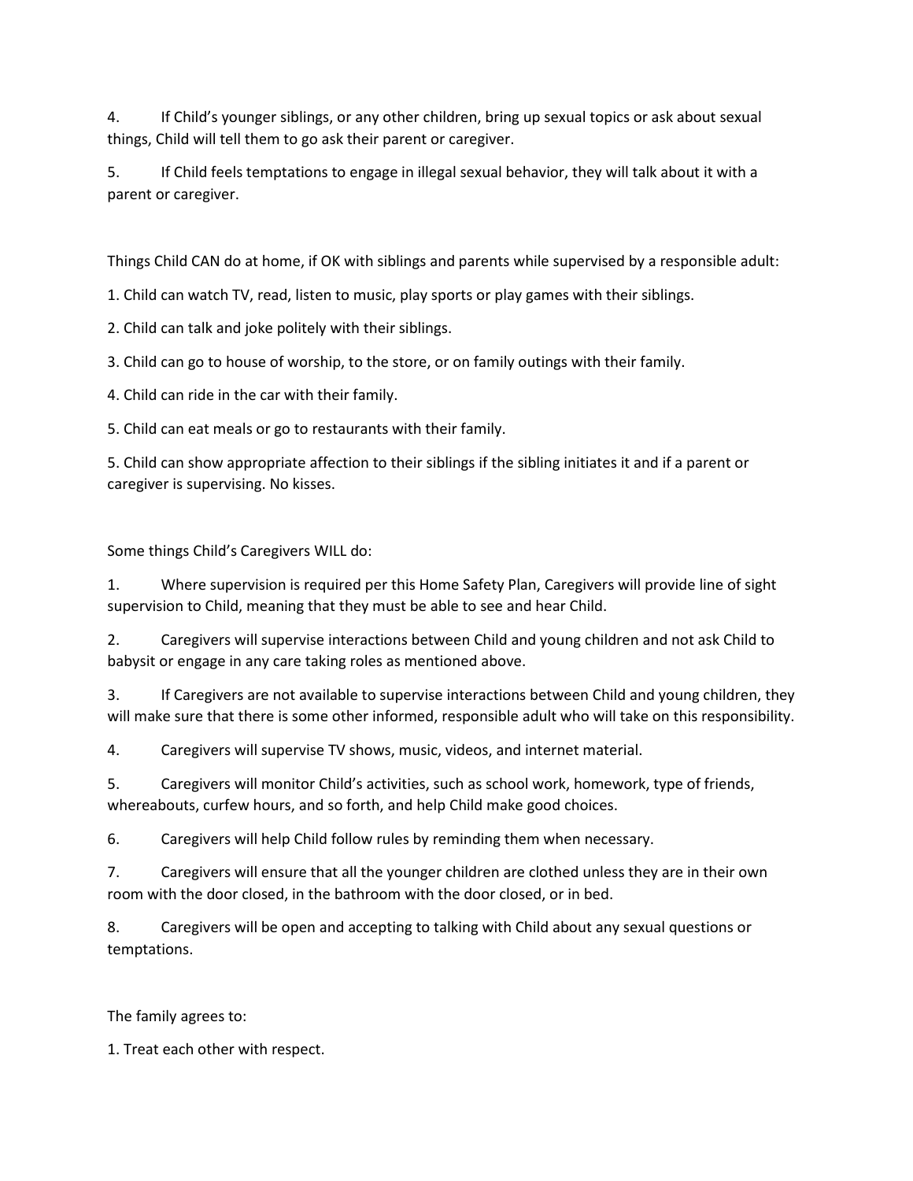4. If Child's younger siblings, or any other children, bring up sexual topics or ask about sexual things, Child will tell them to go ask their parent or caregiver.

5. If Child feels temptations to engage in illegal sexual behavior, they will talk about it with a parent or caregiver.

Things Child CAN do at home, if OK with siblings and parents while supervised by a responsible adult:

1. Child can watch TV, read, listen to music, play sports or play games with their siblings.

2. Child can talk and joke politely with their siblings.

3. Child can go to house of worship, to the store, or on family outings with their family.

4. Child can ride in the car with their family.

5. Child can eat meals or go to restaurants with their family.

5. Child can show appropriate affection to their siblings if the sibling initiates it and if a parent or caregiver is supervising. No kisses.

Some things Child's Caregivers WILL do:

1. Where supervision is required per this Home Safety Plan, Caregivers will provide line of sight supervision to Child, meaning that they must be able to see and hear Child.

2. Caregivers will supervise interactions between Child and young children and not ask Child to babysit or engage in any care taking roles as mentioned above.

3. If Caregivers are not available to supervise interactions between Child and young children, they will make sure that there is some other informed, responsible adult who will take on this responsibility.

4. Caregivers will supervise TV shows, music, videos, and internet material.

5. Caregivers will monitor Child's activities, such as school work, homework, type of friends, whereabouts, curfew hours, and so forth, and help Child make good choices.

6. Caregivers will help Child follow rules by reminding them when necessary.

7. Caregivers will ensure that all the younger children are clothed unless they are in their own room with the door closed, in the bathroom with the door closed, or in bed.

8. Caregivers will be open and accepting to talking with Child about any sexual questions or temptations.

The family agrees to:

1. Treat each other with respect.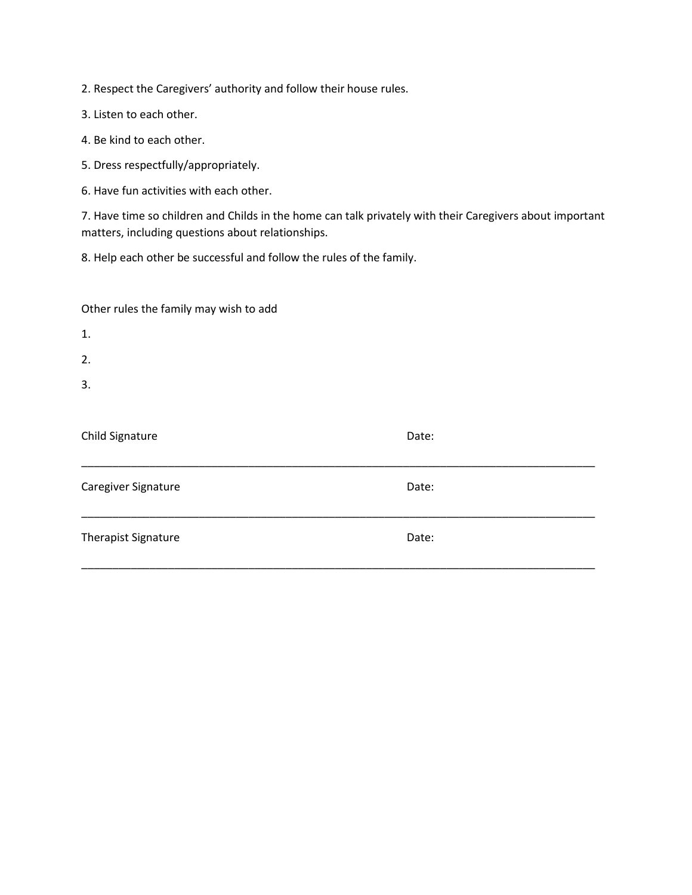2. Respect the Caregivers' authority and follow their house rules.

3. Listen to each other.

4. Be kind to each other.

5. Dress respectfully/appropriately.

6. Have fun activities with each other.

7. Have time so children and Childs in the home can talk privately with their Caregivers about important matters, including questions about relationships.

8. Help each other be successful and follow the rules of the family.

Other rules the family may wish to add

1.

2.

3.

Child Signature Date:

_______________________________________________________________________________________

Caregiver Signature Date:

_______________________________________________________________________________________

Therapist Signature Date:

_______________________________________________________________________________________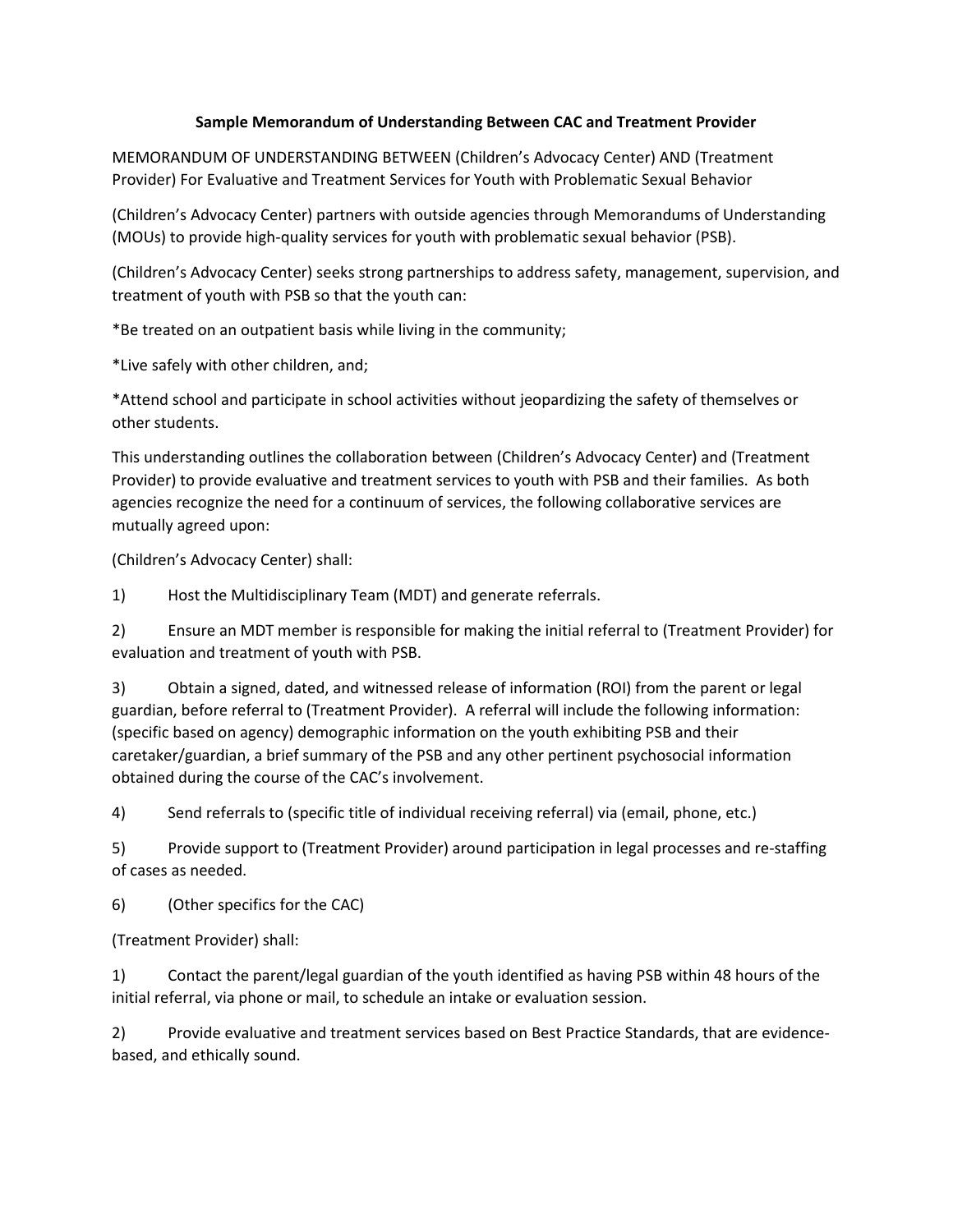**Sample Memorandum of Understanding Between CAC and Treatment Provider**

MEMORANDUM OF UNDERSTANDING BETWEEN (Children's Advocacy Center) AND (Treatment Provider) For Evaluative and Treatment Services for Youth with Problematic Sexual Behavior

(Children's Advocacy Center) partners with outside agencies through Memorandums of Understanding (MOUs) to provide high-quality services for youth with problematic sexual behavior (PSB).

(Children's Advocacy Center) seeks strong partnerships to address safety, management, supervision, and treatment of youth with PSB so that the youth can:

*Be treated on an outpatient basis while living in the community;

*Live safely with other children, and;

*Attend school and participate in school activities without jeopardizing the safety of themselves or other students.

This understanding outlines the collaboration between (Children's Advocacy Center) and (Treatment Provider) to provide evaluative and treatment services to youth with PSB and their families. As both agencies recognize the need for a continuum of services, the following collaborative services are mutually agreed upon:

(Children's Advocacy Center) shall:

1) Host the Multidisciplinary Team (MDT) and generate referrals.

2) Ensure an MDT member is responsible for making the initial referral to (Treatment Provider) for evaluation and treatment of youth with PSB.

3) Obtain a signed, dated, and witnessed release of information (ROI) from the parent or legal guardian, before referral to (Treatment Provider). A referral will include the following information: (specific based on agency) demographic information on the youth exhibiting PSB and their caretaker/guardian, a brief summary of the PSB and any other pertinent psychosocial information obtained during the course of the CAC's involvement.

4) Send referrals to (specific title of individual receiving referral) via (email, phone, etc.)

5) Provide support to (Treatment Provider) around participation in legal processes and re-staffing of cases as needed.

6) (Other specifics for the CAC)

(Treatment Provider) shall:

1) Contact the parent/legal guardian of the youth identified as having PSB within 48 hours of the initial referral, via phone or mail, to schedule an intake or evaluation session.

2) Provide evaluative and treatment services based on Best Practice Standards, that are evidence-based, and ethically sound.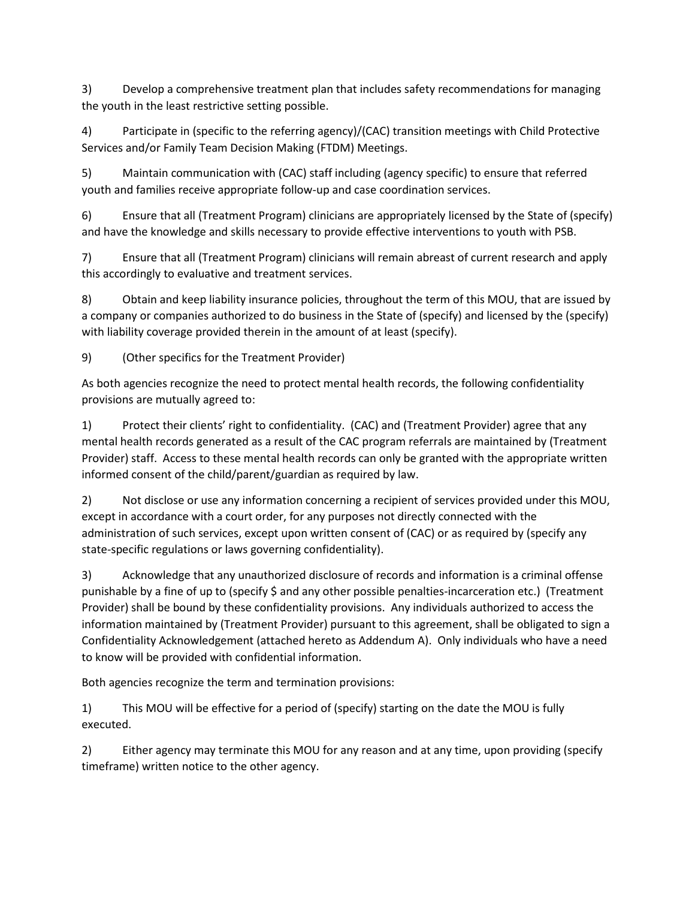3) Develop a comprehensive treatment plan that includes safety recommendations for managing the youth in the least restrictive setting possible.

4) Participate in (specific to the referring agency)/(CAC) transition meetings with Child Protective Services and/or Family Team Decision Making (FTDM) Meetings.

5) Maintain communication with (CAC) staff including (agency specific) to ensure that referred youth and families receive appropriate follow-up and case coordination services.

6) Ensure that all (Treatment Program) clinicians are appropriately licensed by the State of (specify) and have the knowledge and skills necessary to provide effective interventions to youth with PSB.

7) Ensure that all (Treatment Program) clinicians will remain abreast of current research and apply this accordingly to evaluative and treatment services.

8) Obtain and keep liability insurance policies, throughout the term of this MOU, that are issued by a company or companies authorized to do business in the State of (specify) and licensed by the (specify) with liability coverage provided therein in the amount of at least (specify).

9) (Other specifics for the Treatment Provider)

As both agencies recognize the need to protect mental health records, the following confidentiality provisions are mutually agreed to:

1) Protect their clients' right to confidentiality. (CAC) and (Treatment Provider) agree that any mental health records generated as a result of the CAC program referrals are maintained by (Treatment Provider) staff. Access to these mental health records can only be granted with the appropriate written informed consent of the child/parent/guardian as required by law.

2) Not disclose or use any information concerning a recipient of services provided under this MOU, except in accordance with a court order, for any purposes not directly connected with the administration of such services, except upon written consent of (CAC) or as required by (specify any state-specific regulations or laws governing confidentiality).

3) Acknowledge that any unauthorized disclosure of records and information is a criminal offense punishable by a fine of up to (specify $ and any other possible penalties-incarceration etc.) (Treatment Provider) shall be bound by these confidentiality provisions. Any individuals authorized to access the information maintained by (Treatment Provider) pursuant to this agreement, shall be obligated to sign a Confidentiality Acknowledgement (attached hereto as Addendum A). Only individuals who have a need to know will be provided with confidential information.

Both agencies recognize the term and termination provisions:

1) This MOU will be effective for a period of (specify) starting on the date the MOU is fully executed.

2) Either agency may terminate this MOU for any reason and at any time, upon providing (specify timeframe) written notice to the other agency.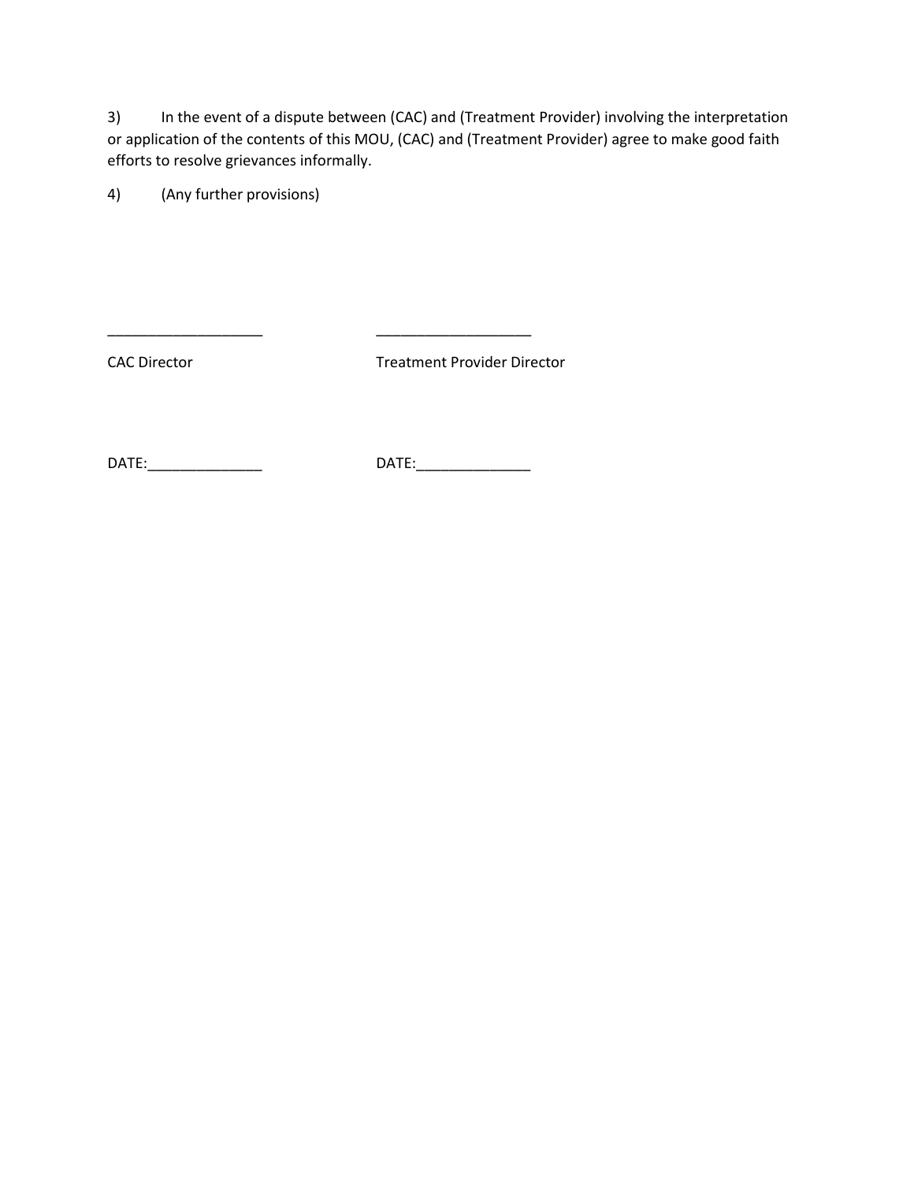3) In the event of a dispute between (CAC) and (Treatment Provider) involving the interpretation or application of the contents of this MOU, (CAC) and (Treatment Provider) agree to make good faith efforts to resolve grievances informally.

4) (Any further provisions)

| | |
|---|---|
| ___________________ | ___________________ |
| CAC Director | Treatment Provider Director |
| DATE:______________ | DATE:______________ |